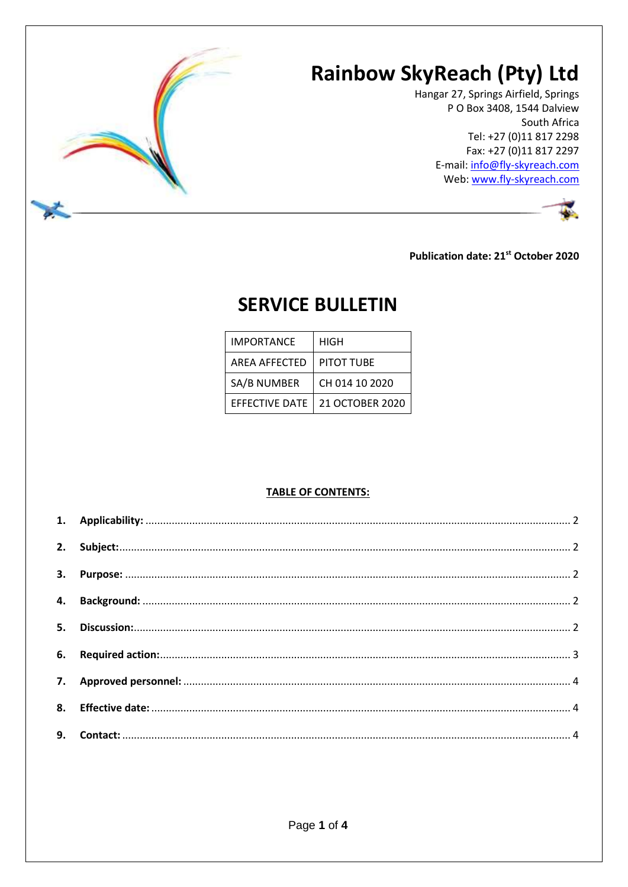# Rainbow SkyReach (Pty) Ltd

Hangar 27, Springs Airfield, Springs
P O Box 3408, 1544 Dalview
South Africa
Tel: +27 (0)11 817 2298
Fax: +27 (0)11 817 2297
E-mail: info@fly-skyreach.com
Web: www.fly-skyreach.com

**Publication date: 21st October 2020**

# SERVICE BULLETIN

| IMPORTANCE | HIGH |
|---|---|
| AREA AFFECTED | PITOT TUBE |
| SA/B NUMBER | CH 014 10 2020 |
| EFFECTIVE DATE | 21 OCTOBER 2020 |

**TABLE OF CONTENTS:**

1. **Applicability:** ........ 2
2. **Subject:** ........ 2
3. **Purpose:** ........ 2
4. **Background:** ........ 2
5. **Discussion:** ........ 2
6. **Required action:** ........ 3
7. **Approved personnel:** ........ 4
8. **Effective date:** ........ 4
9. **Contact:** ........ 4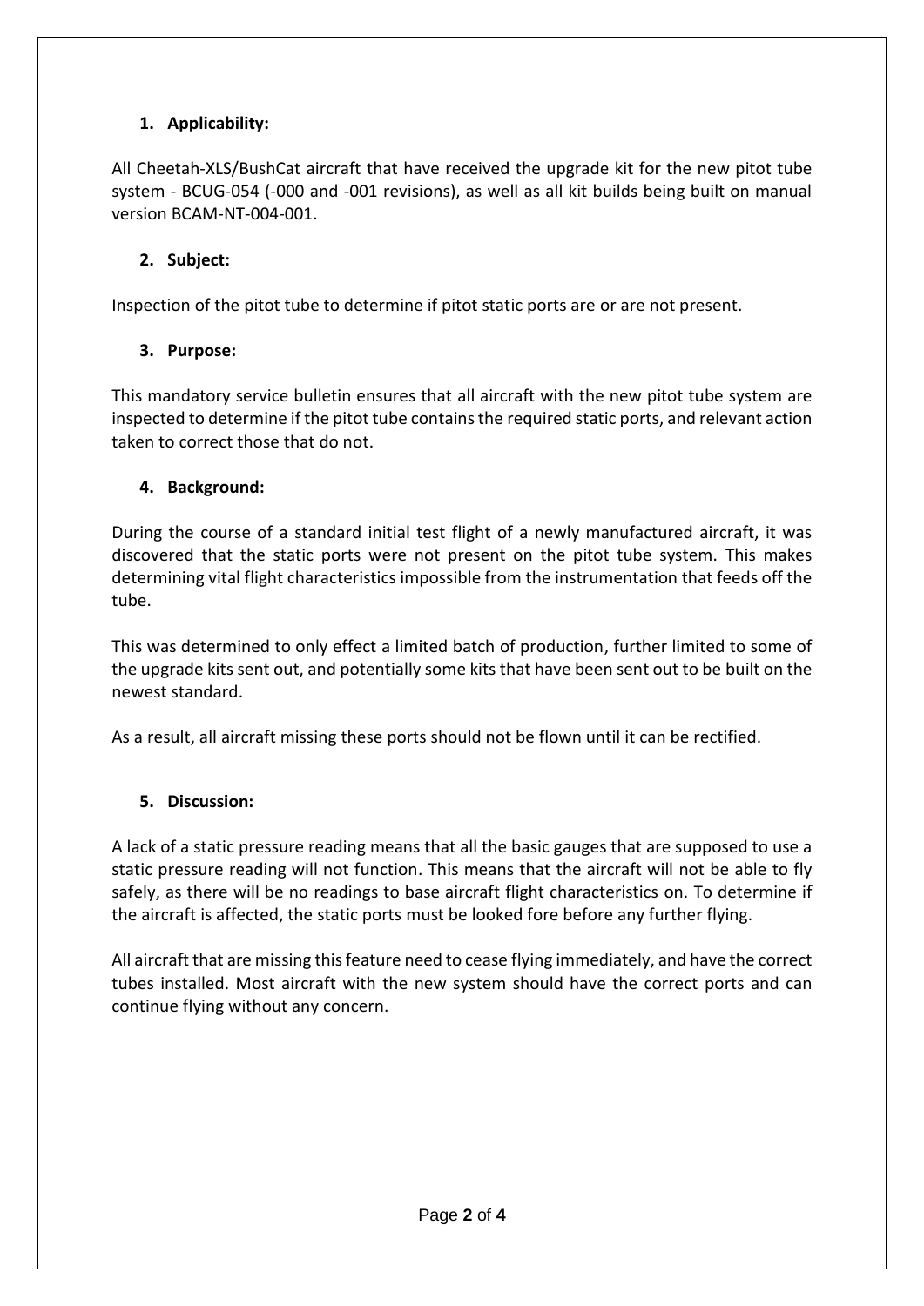1. **Applicability:**

All Cheetah-XLS/BushCat aircraft that have received the upgrade kit for the new pitot tube system - BCUG-054 (-000 and -001 revisions), as well as all kit builds being built on manual version BCAM-NT-004-001.

2. **Subject:**

Inspection of the pitot tube to determine if pitot static ports are or are not present.

3. **Purpose:**

This mandatory service bulletin ensures that all aircraft with the new pitot tube system are inspected to determine if the pitot tube contains the required static ports, and relevant action taken to correct those that do not.

4. **Background:**

During the course of a standard initial test flight of a newly manufactured aircraft, it was discovered that the static ports were not present on the pitot tube system. This makes determining vital flight characteristics impossible from the instrumentation that feeds off the tube.

This was determined to only effect a limited batch of production, further limited to some of the upgrade kits sent out, and potentially some kits that have been sent out to be built on the newest standard.

As a result, all aircraft missing these ports should not be flown until it can be rectified.

5. **Discussion:**

A lack of a static pressure reading means that all the basic gauges that are supposed to use a static pressure reading will not function. This means that the aircraft will not be able to fly safely, as there will be no readings to base aircraft flight characteristics on. To determine if the aircraft is affected, the static ports must be looked fore before any further flying.

All aircraft that are missing this feature need to cease flying immediately, and have the correct tubes installed. Most aircraft with the new system should have the correct ports and can continue flying without any concern.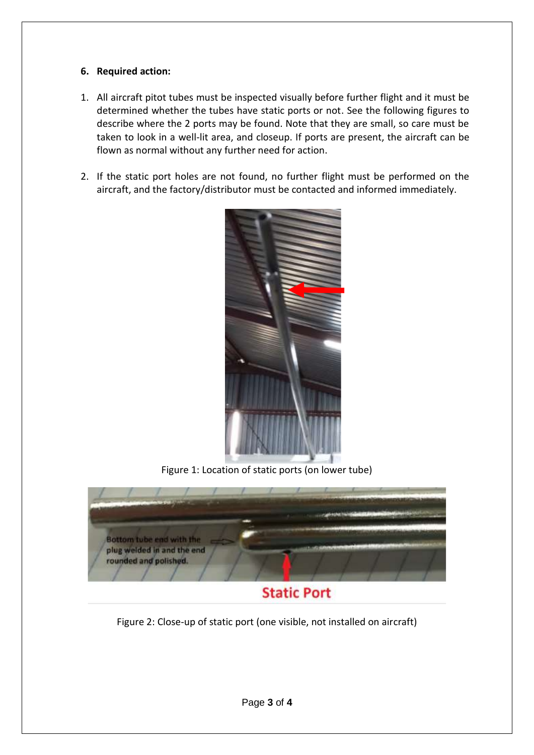**6. Required action:**

1. All aircraft pitot tubes must be inspected visually before further flight and it must be determined whether the tubes have static ports or not. See the following figures to describe where the 2 ports may be found. Note that they are small, so care must be taken to look in a well-lit area, and closeup. If ports are present, the aircraft can be flown as normal without any further need for action.

2. If the static port holes are not found, no further flight must be performed on the aircraft, and the factory/distributor must be contacted and informed immediately.

Figure 1: Location of static ports (on lower tube)

Figure 2: Close-up of static port (one visible, not installed on aircraft)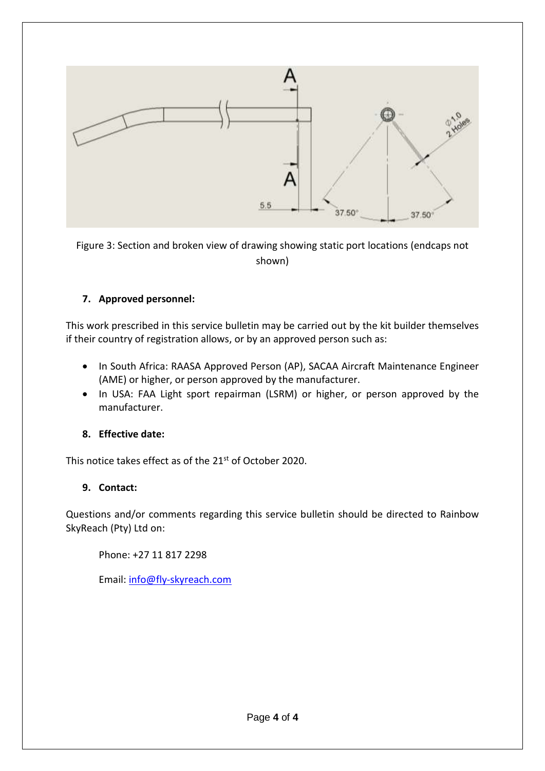A

A

5.5

37.50°

37.50°

Ø1.0
2 Holes

Figure 3: Section and broken view of drawing showing static port locations (endcaps not shown)

## 7. Approved personnel:

This work prescribed in this service bulletin may be carried out by the kit builder themselves if their country of registration allows, or by an approved person such as:

- In South Africa: RAASA Approved Person (AP), SACAA Aircraft Maintenance Engineer (AME) or higher, or person approved by the manufacturer.
- In USA: FAA Light sport repairman (LSRM) or higher, or person approved by the manufacturer.

## 8. Effective date:

This notice takes effect as of the 21st of October 2020.

## 9. Contact:

Questions and/or comments regarding this service bulletin should be directed to Rainbow SkyReach (Pty) Ltd on:

Phone: +27 11 817 2298

Email: info@fly-skyreach.com